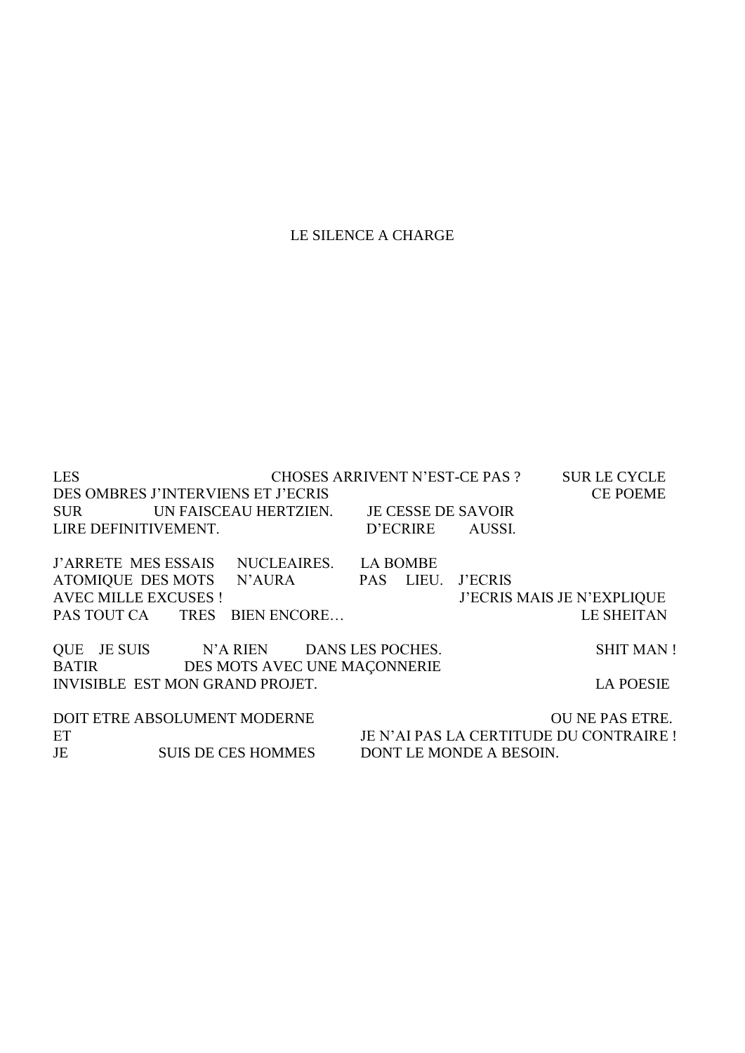# LE SILENCE A CHARGE

LES CHOSES ARRIVENT N'EST-CE PAS ? SUR LE CYCLE
DES OMBRES J'INTERVIENS ET J'ECRIS CE POEME
SUR UN FAISCEAU HERTZIEN. JE CESSE DE SAVOIR
LIRE DEFINITIVEMENT. D'ECRIRE AUSSI.

J'ARRETE MES ESSAIS NUCLEAIRES. LA BOMBE
ATOMIQUE DES MOTS N'AURA PAS LIEU. J'ECRIS
AVEC MILLE EXCUSES ! J'ECRIS MAIS JE N'EXPLIQUE
PAS TOUT CA TRES BIEN ENCORE… LE SHEITAN

QUE JE SUIS N'A RIEN DANS LES POCHES. SHIT MAN !
BATIR DES MOTS AVEC UNE MAÇONNERIE
INVISIBLE EST MON GRAND PROJET. LA POESIE

DOIT ETRE ABSOLUMENT MODERNE OU NE PAS ETRE.
ET JE N'AI PAS LA CERTITUDE DU CONTRAIRE !
JE SUIS DE CES HOMMES DONT LE MONDE A BESOIN.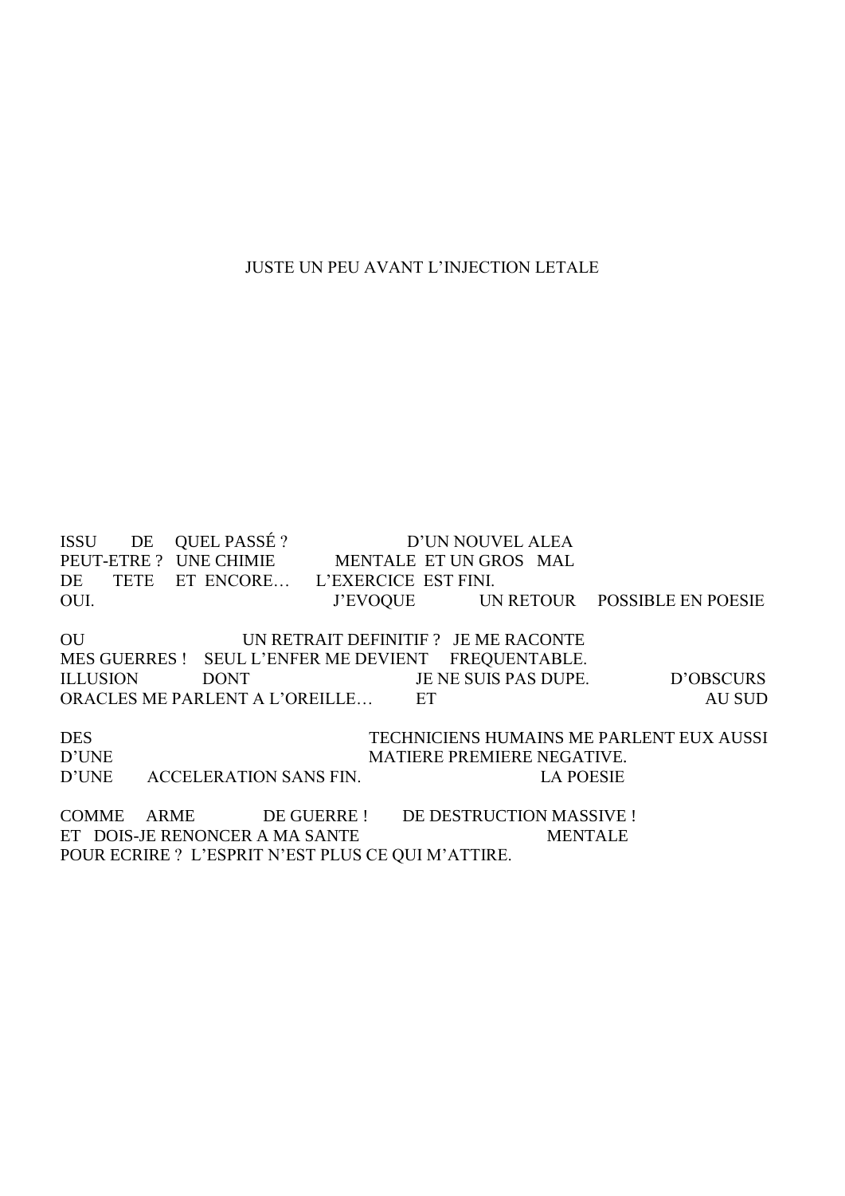JUSTE UN PEU AVANT L'INJECTION LETALE

ISSU DE QUEL PASSÉ ? D'UN NOUVEL ALEA  
PEUT-ETRE ? UNE CHIMIE MENTALE ET UN GROS MAL  
DE TETE ET ENCORE… L'EXERCICE EST FINI.  
OUI. J'EVOQUE UN RETOUR POSSIBLE EN POESIE

OU UN RETRAIT DEFINITIF ? JE ME RACONTE  
MES GUERRES ! SEUL L'ENFER ME DEVIENT FREQUENTABLE.  
ILLUSION DONT JE NE SUIS PAS DUPE. D'OBSCURS  
ORACLES ME PARLENT A L'OREILLE… ET AU SUD

DES TECHNICIENS HUMAINS ME PARLENT EUX AUSSI  
D'UNE MATIERE PREMIERE NEGATIVE.  
D'UNE ACCELERATION SANS FIN. LA POESIE

COMME ARME DE GUERRE ! DE DESTRUCTION MASSIVE !  
ET DOIS-JE RENONCER A MA SANTE MENTALE  
POUR ECRIRE ? L'ESPRIT N'EST PLUS CE QUI M'ATTIRE.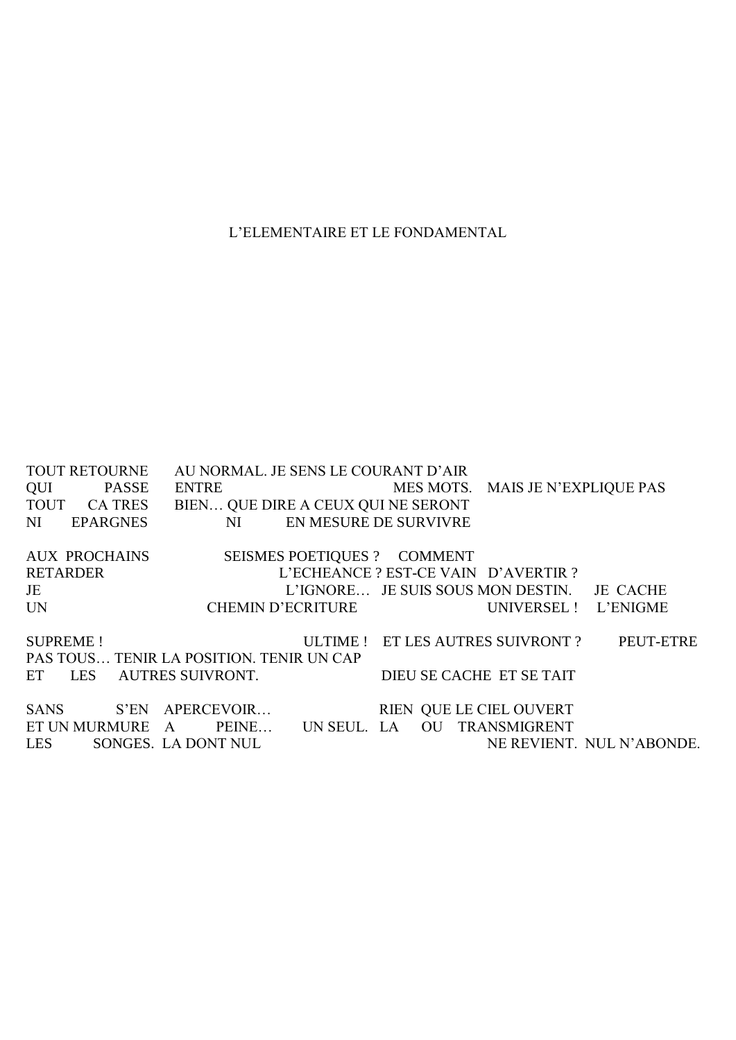# L'ELEMENTAIRE ET LE FONDAMENTAL

TOUT RETOURNE AU NORMAL. JE SENS LE COURANT D'AIR
QUI PASSE ENTRE MES MOTS. MAIS JE N'EXPLIQUE PAS
TOUT CA TRES BIEN… QUE DIRE A CEUX QUI NE SERONT
NI EPARGNES NI EN MESURE DE SURVIVRE

AUX PROCHAINS SEISMES POETIQUES ? COMMENT
RETARDER L'ECHEANCE ? EST-CE VAIN D'AVERTIR ?
JE L'IGNORE… JE SUIS SOUS MON DESTIN. JE CACHE
UN CHEMIN D'ECRITURE UNIVERSEL ! L'ENIGME

SUPREME ! ULTIME ! ET LES AUTRES SUIVRONT ? PEUT-ETRE
PAS TOUS… TENIR LA POSITION. TENIR UN CAP
ET LES AUTRES SUIVRONT. DIEU SE CACHE ET SE TAIT

SANS S'EN APERCEVOIR… RIEN QUE LE CIEL OUVERT
ET UN MURMURE A PEINE… UN SEUL. LA OU TRANSMIGRENT
LES SONGES. LA DONT NUL NE REVIENT. NUL N'ABONDE.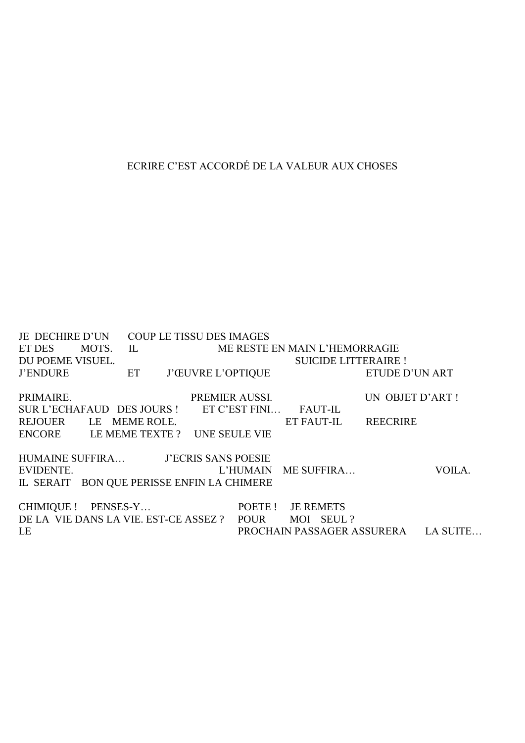ECRIRE C'EST ACCORDÉ DE LA VALEUR AUX CHOSES

JE DECHIRE D'UN COUP LE TISSU DES IMAGES
ET DES MOTS. IL ME RESTE EN MAIN L'HEMORRAGIE
DU POEME VISUEL. SUICIDE LITTERAIRE !
J'ENDURE ET J'ŒUVRE L'OPTIQUE ETUDE D'UN ART

PRIMAIRE. PREMIER AUSSI. UN OBJET D'ART !
SUR L'ECHAFAUD DES JOURS ! ET C'EST FINI… FAUT-IL
REJOUER LE MEME ROLE. ET FAUT-IL REECRIRE
ENCORE LE MEME TEXTE ? UNE SEULE VIE

HUMAINE SUFFIRA… J'ECRIS SANS POESIE
EVIDENTE. L'HUMAIN ME SUFFIRA… VOILA.
IL SERAIT BON QUE PERISSE ENFIN LA CHIMERE

CHIMIQUE ! PENSES-Y… POETE ! JE REMETS
DE LA VIE DANS LA VIE. EST-CE ASSEZ ? POUR MOI SEUL ?
LE PROCHAIN PASSAGER ASSURERA LA SUITE…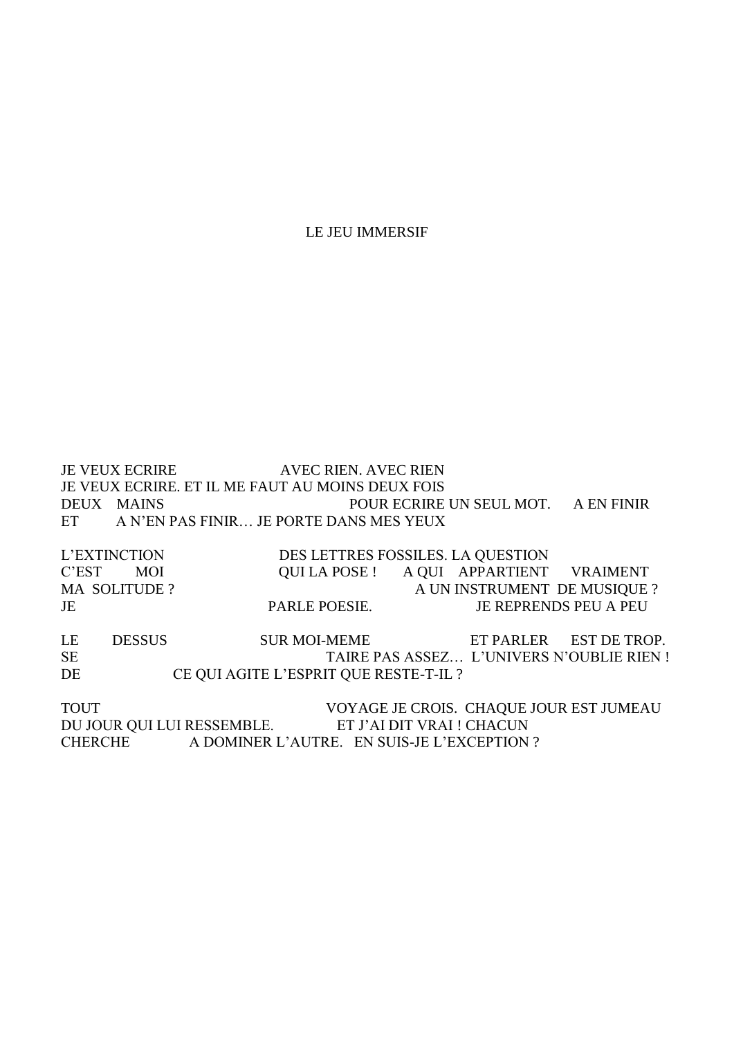LE JEU IMMERSIF

JE VEUX ECRIRE AVEC RIEN. AVEC RIEN
JE VEUX ECRIRE. ET IL ME FAUT AU MOINS DEUX FOIS
DEUX MAINS POUR ECRIRE UN SEUL MOT. A EN FINIR
ET A N'EN PAS FINIR… JE PORTE DANS MES YEUX

L'EXTINCTION DES LETTRES FOSSILES. LA QUESTION
C'EST MOI QUI LA POSE ! A QUI APPARTIENT VRAIMENT
MA SOLITUDE ? A UN INSTRUMENT DE MUSIQUE ?
JE PARLE POESIE. JE REPRENDS PEU A PEU

LE DESSUS SUR MOI-MEME ET PARLER EST DE TROP.
SE TAIRE PAS ASSEZ… L'UNIVERS N'OUBLIE RIEN !
DE CE QUI AGITE L'ESPRIT QUE RESTE-T-IL ?

TOUT VOYAGE JE CROIS. CHAQUE JOUR EST JUMEAU
DU JOUR QUI LUI RESSEMBLE. ET J'AI DIT VRAI ! CHACUN
CHERCHE A DOMINER L'AUTRE. EN SUIS-JE L'EXCEPTION ?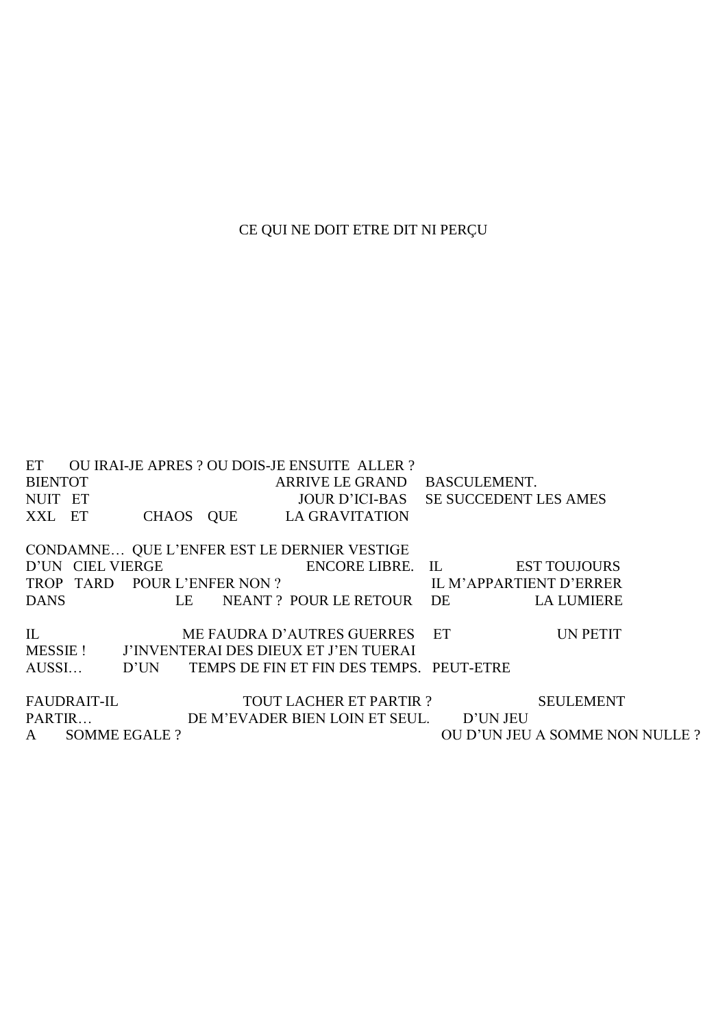CE QUI NE DOIT ETRE DIT NI PERÇU

ET OU IRAI-JE APRES ? OU DOIS-JE ENSUITE ALLER ?
BIENTOT ARRIVE LE GRAND BASCULEMENT.
NUIT ET JOUR D'ICI-BAS SE SUCCEDENT LES AMES
XXL ET CHAOS QUE LA GRAVITATION

CONDAMNE… QUE L'ENFER EST LE DERNIER VESTIGE
D'UN CIEL VIERGE ENCORE LIBRE. IL EST TOUJOURS
TROP TARD POUR L'ENFER NON ? IL M'APPARTIENT D'ERRER
DANS LE NEANT ? POUR LE RETOUR DE LA LUMIERE

IL ME FAUDRA D'AUTRES GUERRES ET UN PETIT
MESSIE ! J'INVENTERAI DES DIEUX ET J'EN TUERAI
AUSSI… D'UN TEMPS DE FIN ET FIN DES TEMPS. PEUT-ETRE

FAUDRAIT-IL TOUT LACHER ET PARTIR ? SEULEMENT
PARTIR… DE M'EVADER BIEN LOIN ET SEUL. D'UN JEU
A SOMME EGALE ? OU D'UN JEU A SOMME NON NULLE ?